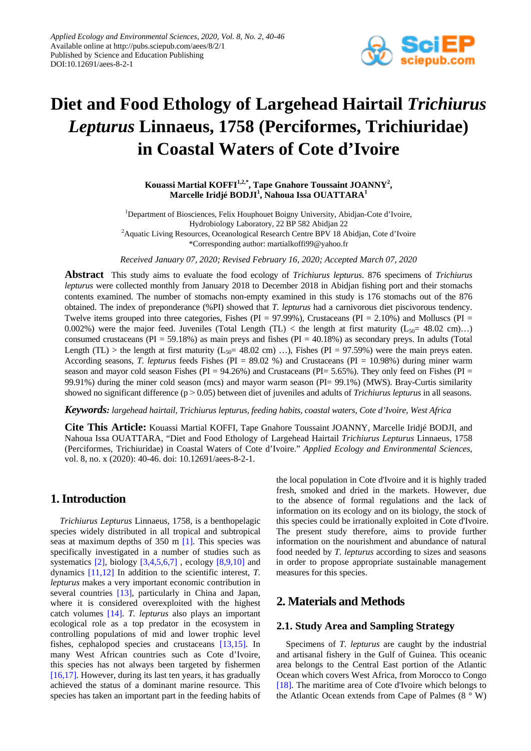# Diet and Food Ethology of Largehead Hairtail *Trichiurus Lepturus* Linnaeus, 1758 (Perciformes, Trichiuridae) in Coastal Waters of Cote d'Ivoire

**Kouassi Martial KOFFI[1,2,*], Tape Gnahore Toussaint JOANNY[2], Marcelle Iridjé BODJI[1], Nahoua Issa OUATTARA[1]**

[1]Department of Biosciences, Felix Houphouet Boigny University, Abidjan-Cote d'Ivoire, Hydrobiology Laboratory, 22 BP 582 Abidjan 22

[2]Aquatic Living Resources, Oceanological Research Centre BPV 18 Abidjan, Cote d'Ivoire

*Corresponding author: martialkoffi99@yahoo.fr

*Received January 07, 2020; Revised February 16, 2020; Accepted March 07, 2020*

**Abstract** This study aims to evaluate the food ecology of *Trichiurus lepturus*. 876 specimens of *Trichiurus lepturus* were collected monthly from January 2018 to December 2018 in Abidjan fishing port and their stomachs contents examined. The number of stomachs non-empty examined in this study is 176 stomachs out of the 876 obtained. The index of preponderance (%PI) showed that *T. lepturus* had a carnivorous diet piscivorous tendency. Twelve items grouped into three categories, Fishes (PI = 97.99%), Crustaceans (PI = 2.10%) and Molluscs (PI = 0.002%) were the major feed. Juveniles (Total Length (TL) < the length at first maturity ($L_{50}$= 48.02 cm)…) consumed crustaceans (PI = 59.18%) as main preys and fishes (PI = 40.18%) as secondary preys. In adults (Total Length (TL) > the length at first maturity ($L_{50}$= 48.02 cm) …), Fishes (PI = 97.59%) were the main preys eaten. According seasons, *T. lepturus* feeds Fishes (PI = 89.02 %) and Crustaceans (PI = 10.98%) during miner warm season and mayor cold season Fishes (PI = 94.26%) and Crustaceans (PI= 5.65%). They only feed on Fishes (PI = 99.91%) during the miner cold season (mcs) and mayor warm season (PI= 99.1%) (MWS). Bray-Curtis similarity showed no significant difference (p > 0.05) between diet of juveniles and adults of *Trichiurus lepturus* in all seasons.

***Keywords:*** *largehead hairtail, Trichiurus lepturus, feeding habits, coastal waters, Cote d'Ivoire, West Africa*

**Cite This Article:** Kouassi Martial KOFFI, Tape Gnahore Toussaint JOANNY, Marcelle Iridjé BODJI, and Nahoua Issa OUATTARA, "Diet and Food Ethology of Largehead Hairtail *Trichiurus Lepturus* Linnaeus, 1758 (Perciformes, Trichiuridae) in Coastal Waters of Cote d'Ivoire." *Applied Ecology and Environmental Sciences*, vol. 8, no. x (2020): 40-46. doi: 10.12691/aees-8-2-1.

## 1. Introduction

*Trichiurus Lepturus* Linnaeus, 1758, is a benthopelagic species widely distributed in all tropical and subtropical seas at maximum depths of 350 m [1]. This species was specifically investigated in a number of studies such as systematics [2], biology [3,4,5,6,7] , ecology [8,9,10] and dynamics [11,12] In addition to the scientific interest, *T. lepturus* makes a very important economic contribution in several countries [13], particularly in China and Japan, where it is considered overexploited with the highest catch volumes [14]. *T. lepturus* also plays an important ecological role as a top predator in the ecosystem in controlling populations of mid and lower trophic level fishes, cephalopod species and crustaceans [13,15]. In many West African countries such as Cote d'Ivoire, this species has not always been targeted by fishermen [16,17]. However, during its last ten years, it has gradually achieved the status of a dominant marine resource. This species has taken an important part in the feeding habits of the local population in Cote d'Ivoire and it is highly traded fresh, smoked and dried in the markets. However, due to the absence of formal regulations and the lack of information on its ecology and on its biology, the stock of this species could be irrationally exploited in Cote d'Ivoire. The present study therefore, aims to provide further information on the nourishment and abundance of natural food needed by *T. lepturus* according to sizes and seasons in order to propose appropriate sustainable management measures for this species.

## 2. Materials and Methods

### 2.1. Study Area and Sampling Strategy

Specimens of *T. lepturus* are caught by the industrial and artisanal fishery in the Gulf of Guinea. This oceanic area belongs to the Central East portion of the Atlantic Ocean which covers West Africa, from Morocco to Congo [18]. The maritime area of Cote d'Ivoire which belongs to the Atlantic Ocean extends from Cape of Palmes (8 ° W)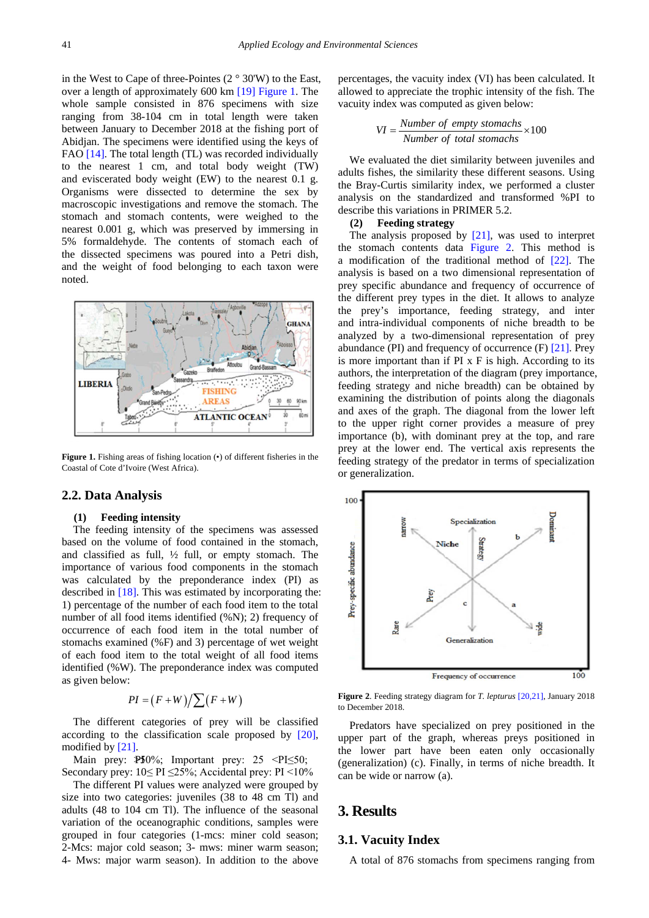in the West to Cape of three-Pointes (2 ° 30'W) to the East, over a length of approximately 600 km [19] Figure 1. The whole sample consisted in 876 specimens with size ranging from 38-104 cm in total length were taken between January to December 2018 at the fishing port of Abidjan. The specimens were identified using the keys of FAO [14]. The total length (TL) was recorded individually to the nearest 1 cm, and total body weight (TW) and eviscerated body weight (EW) to the nearest 0.1 g. Organisms were dissected to determine the sex by macroscopic investigations and remove the stomach. The stomach and stomach contents, were weighed to the nearest 0.001 g, which was preserved by immersing in 5% formaldehyde. The contents of stomach each of the dissected specimens was poured into a Petri dish, and the weight of food belonging to each taxon were noted.

LIBERIA
GHANA
FISHING AREAS
ATLANTIC OCEAN

**Figure 1.** Fishing areas of fishing location (•) of different fisheries in the Coastal of Cote d'Ivoire (West Africa).

## 2.2. Data Analysis

**(1) Feeding intensity**

The feeding intensity of the specimens was assessed based on the volume of food contained in the stomach, and classified as full, ½ full, or empty stomach. The importance of various food components in the stomach was calculated by the preponderance index (PI) as described in [18]. This was estimated by incorporating the: 1) percentage of the number of each food item to the total number of all food items identified (%N); 2) frequency of occurrence of each food item in the total number of stomachs examined (%F) and 3) percentage of wet weight of each food item to the total weight of all food items identified (%W). The preponderance index was computed as given below:

$$PI = (F + W) / \sum (F + W)$$

The different categories of prey will be classified according to the classification scale proposed by [20], modified by [21].

Main prey: PI≥50%; Important prey: 25 <PI≤50; Secondary prey: 10≤ PI ≤25%; Accidental prey: PI <10%

The different PI values were analyzed were grouped by size into two categories: juveniles (38 to 48 cm Tl) and adults (48 to 104 cm Tl). The influence of the seasonal variation of the oceanographic conditions, samples were grouped in four categories (1-mcs: miner cold season; 2-Mcs: major cold season; 3- mws: miner warm season; 4- Mws: major warm season). In addition to the above percentages, the vacuity index (VI) has been calculated. It allowed to appreciate the trophic intensity of the fish. The vacuity index was computed as given below:

$$VI = \frac{Number\ of\ empty\ stomachs}{Number\ of\ total\ stomachs} \times 100$$

We evaluated the diet similarity between juveniles and adults fishes, the similarity these different seasons. Using the Bray-Curtis similarity index, we performed a cluster analysis on the standardized and transformed %PI to describe this variations in PRIMER 5.2.

**(2) Feeding strategy**

The analysis proposed by [21], was used to interpret the stomach contents data Figure 2. This method is a modification of the traditional method of [22]. The analysis is based on a two dimensional representation of prey specific abundance and frequency of occurrence of the different prey types in the diet. It allows to analyze the prey's importance, feeding strategy, and inter and intra-individual components of niche breadth to be analyzed by a two-dimensional representation of prey abundance (PI) and frequency of occurrence (F) [21]. Prey is more important than if PI x F is high. According to its authors, the interpretation of the diagram (prey importance, feeding strategy and niche breadth) can be obtained by examining the distribution of points along the diagonals and axes of the graph. The diagonal from the lower left to the upper right corner provides a measure of prey importance (b), with dominant prey at the top, and rare prey at the lower end. The vertical axis represents the feeding strategy of the predator in terms of specialization or generalization.

100
Prey-specific abundance
Frequency of occurrence
100
narrow
Specialization
Niche
Strategy
Dominant
b
Prey
c
a
Rare
wide
Generalization

**Figure 2**. Feeding strategy diagram for *T. lepturus* [20,21], January 2018 to December 2018.

Predators have specialized on prey positioned in the upper part of the graph, whereas preys positioned in the lower part have been eaten only occasionally (generalization) (c). Finally, in terms of niche breadth. It can be wide or narrow (a).

# 3. Results

## 3.1. Vacuity Index

A total of 876 stomachs from specimens ranging from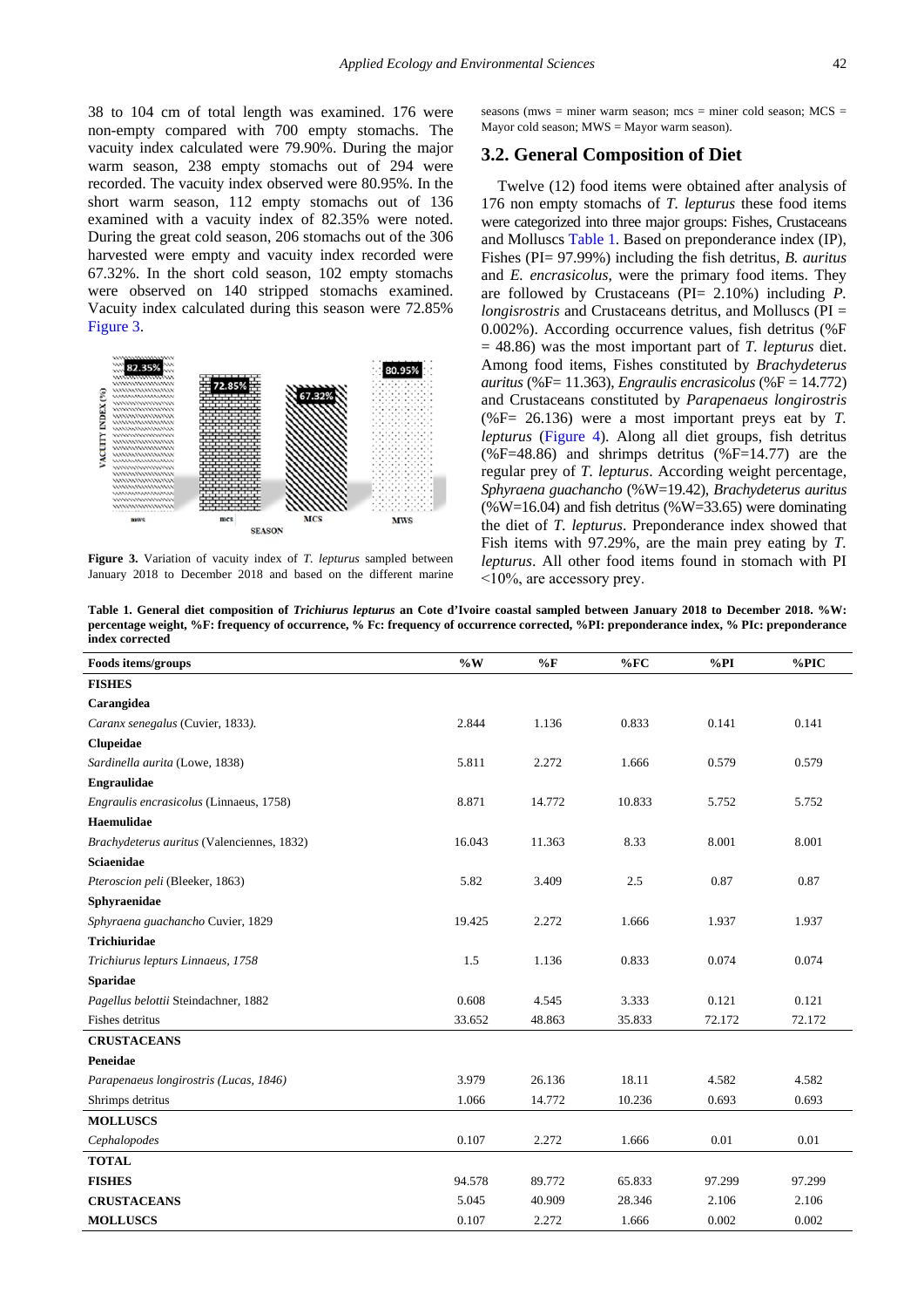38 to 104 cm of total length was examined. 176 were non-empty compared with 700 empty stomachs. The vacuity index calculated were 79.90%. During the major warm season, 238 empty stomachs out of 294 were recorded. The vacuity index observed were 80.95%. In the short warm season, 112 empty stomachs out of 136 examined with a vacuity index of 82.35% were noted. During the great cold season, 206 stomachs out of the 306 harvested were empty and vacuity index recorded were 67.32%. In the short cold season, 102 empty stomachs were observed on 140 stripped stomachs examined. Vacuity index calculated during this season were 72.85% Figure 3.

**Figure 3.** Variation of vacuity index of *T. lepturus* sampled between January 2018 to December 2018 and based on the different marine seasons (mws = miner warm season; mcs = miner cold season; MCS = Mayor cold season; MWS = Mayor warm season).

## 3.2. General Composition of Diet

Twelve (12) food items were obtained after analysis of 176 non empty stomachs of *T. lepturus* these food items were categorized into three major groups: Fishes, Crustaceans and Molluscs Table 1. Based on preponderance index (IP), Fishes (PI= 97.99%) including the fish detritus, *B. auritus* and *E. encrasicolus,* were the primary food items. They are followed by Crustaceans (PI= 2.10%) including *P. longisrostris* and Crustaceans detritus, and Molluscs (PI = 0.002%). According occurrence values, fish detritus (%F = 48.86) was the most important part of *T. lepturus* diet. Among food items, Fishes constituted by *Brachydeterus auritus* (%F= 11.363), *Engraulis encrasicolus* (%F = 14.772) and Crustaceans constituted by *Parapenaeus longirostris* (%F= 26.136) were a most important preys eat by *T. lepturus* (Figure 4). Along all diet groups, fish detritus (%F=48.86) and shrimps detritus (%F=14.77) are the regular prey of *T. lepturus*. According weight percentage, *Sphyraena guachancho* (%W=19.42), *Brachydeterus auritus* (%W=16.04) and fish detritus (%W=33.65) were dominating the diet of *T. lepturus*. Preponderance index showed that Fish items with 97.29%, are the main prey eating by *T. lepturus*. All other food items found in stomach with PI <10%, are accessory prey.

**Table 1. General diet composition of *Trichiurus lepturus* an Cote d'Ivoire coastal sampled between January 2018 to December 2018. %W: percentage weight, %F: frequency of occurrence, % Fc: frequency of occurrence corrected, %PI: preponderance index, % PIc: preponderance index corrected**

| Foods items/groups | %W | %F | %FC | %PI | %PIC |
|---|---|---|---|---|---|
| **FISHES** | | | | | |
| **Carangidea** | | | | | |
| *Caranx senegalus* (Cuvier, 1833). | 2.844 | 1.136 | 0.833 | 0.141 | 0.141 |
| **Clupeidae** | | | | | |
| *Sardinella aurita* (Lowe, 1838) | 5.811 | 2.272 | 1.666 | 0.579 | 0.579 |
| **Engraulidae** | | | | | |
| *Engraulis encrasicolus* (Linnaeus, 1758) | 8.871 | 14.772 | 10.833 | 5.752 | 5.752 |
| **Haemulidae** | | | | | |
| *Brachydeterus auritus* (Valenciennes, 1832) | 16.043 | 11.363 | 8.33 | 8.001 | 8.001 |
| **Sciaenidae** | | | | | |
| *Pteroscion peli* (Bleeker, 1863) | 5.82 | 3.409 | 2.5 | 0.87 | 0.87 |
| **Sphyraenidae** | | | | | |
| *Sphyraena guachancho* Cuvier, 1829 | 19.425 | 2.272 | 1.666 | 1.937 | 1.937 |
| **Trichiuridae** | | | | | |
| *Trichiurus lepturs Linnaeus, 1758* | 1.5 | 1.136 | 0.833 | 0.074 | 0.074 |
| **Sparidae** | | | | | |
| *Pagellus belottii* Steindachner, 1882 | 0.608 | 4.545 | 3.333 | 0.121 | 0.121 |
| Fishes detritus | 33.652 | 48.863 | 35.833 | 72.172 | 72.172 |
| **CRUSTACEANS** | | | | | |
| **Peneidae** | | | | | |
| *Parapenaeus longirostris (Lucas, 1846)* | 3.979 | 26.136 | 18.11 | 4.582 | 4.582 |
| Shrimps detritus | 1.066 | 14.772 | 10.236 | 0.693 | 0.693 |
| **MOLLUSCS** | | | | | |
| *Cephalopodes* | 0.107 | 2.272 | 1.666 | 0.01 | 0.01 |
| **TOTAL** | | | | | |
| **FISHES** | 94.578 | 89.772 | 65.833 | 97.299 | 97.299 |
| **CRUSTACEANS** | 5.045 | 40.909 | 28.346 | 2.106 | 2.106 |
| **MOLLUSCS** | 0.107 | 2.272 | 1.666 | 0.002 | 0.002 |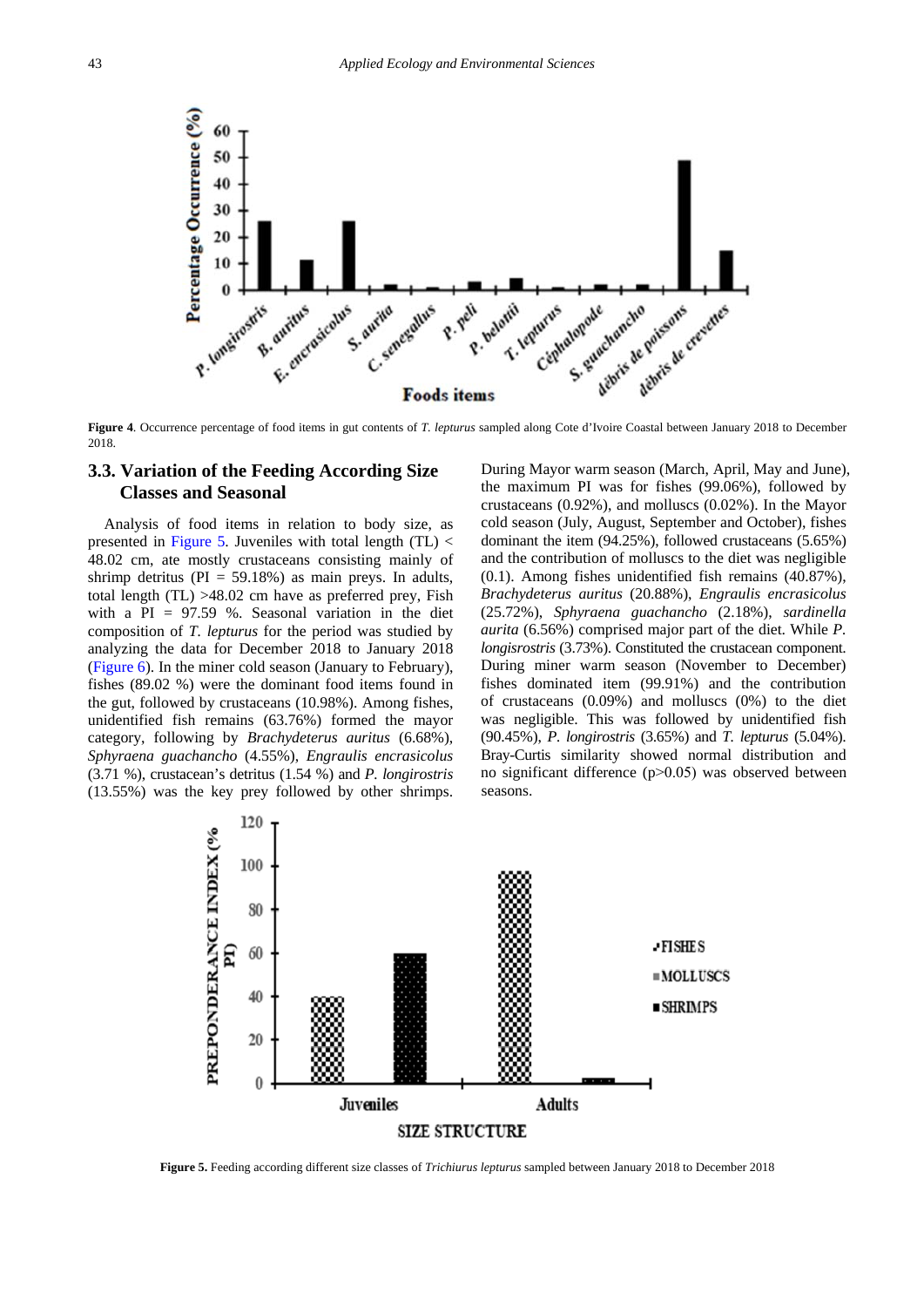Percentage Occurrence (%)

60
50
40
30
20
10
0

P. longirostris
B. auritus
E. encrasicolus
S. aurita
C. senegallus
P. peli
P. belotti
T. lepturus
Céphalopode
S. guachancho
débris de poissons
débris de crevettes

Foods items

**Figure 4**. Occurrence percentage of food items in gut contents of *T. lepturus* sampled along Cote d'Ivoire Coastal between January 2018 to December 2018.

### 3.3. Variation of the Feeding According Size Classes and Seasonal

Analysis of food items in relation to body size, as presented in Figure 5. Juveniles with total length (TL) < 48.02 cm, ate mostly crustaceans consisting mainly of shrimp detritus (PI = 59.18%) as main preys. In adults, total length (TL) >48.02 cm have as preferred prey, Fish with a PI = 97.59 %. Seasonal variation in the diet composition of *T. lepturus* for the period was studied by analyzing the data for December 2018 to January 2018 (Figure 6). In the miner cold season (January to February), fishes (89.02 %) were the dominant food items found in the gut, followed by crustaceans (10.98%). Among fishes, unidentified fish remains (63.76%) formed the mayor category, following by *Brachydeterus auritus* (6.68%), *Sphyraena guachancho* (4.55%), *Engraulis encrasicolus* (3.71 %), crustacean's detritus (1.54 %) and *P. longirostris* (13.55%) was the key prey followed by other shrimps. During Mayor warm season (March, April, May and June), the maximum PI was for fishes (99.06%), followed by crustaceans (0.92%), and molluscs (0.02%). In the Mayor cold season (July, August, September and October), fishes dominant the item (94.25%), followed crustaceans (5.65%) and the contribution of molluscs to the diet was negligible (0.1). Among fishes unidentified fish remains (40.87%), *Brachydeterus auritus* (20.88%), *Engraulis encrasicolus* (25.72%), *Sphyraena guachancho* (2.18%), *sardinella aurita* (6.56%) comprised major part of the diet. While *P. longisrostris* (3.73%). Constituted the crustacean component. During miner warm season (November to December) fishes dominated item (99.91%) and the contribution of crustaceans (0.09%) and molluscs (0%) to the diet was negligible. This was followed by unidentified fish (90.45%), *P. longirostris* (3.65%) and *T. lepturus* (5.04%). Bray-Curtis similarity showed normal distribution and no significant difference ($p>0.05$) was observed between seasons.

PREPONDERANCE INDEX (% PI)

120
100
80
60
40
20
0

Juveniles
Adults

SIZE STRUCTURE

FISHES
MOLLUSCS
SHRIMPS

**Figure 5.** Feeding according different size classes of *Trichiurus lepturus* sampled between January 2018 to December 2018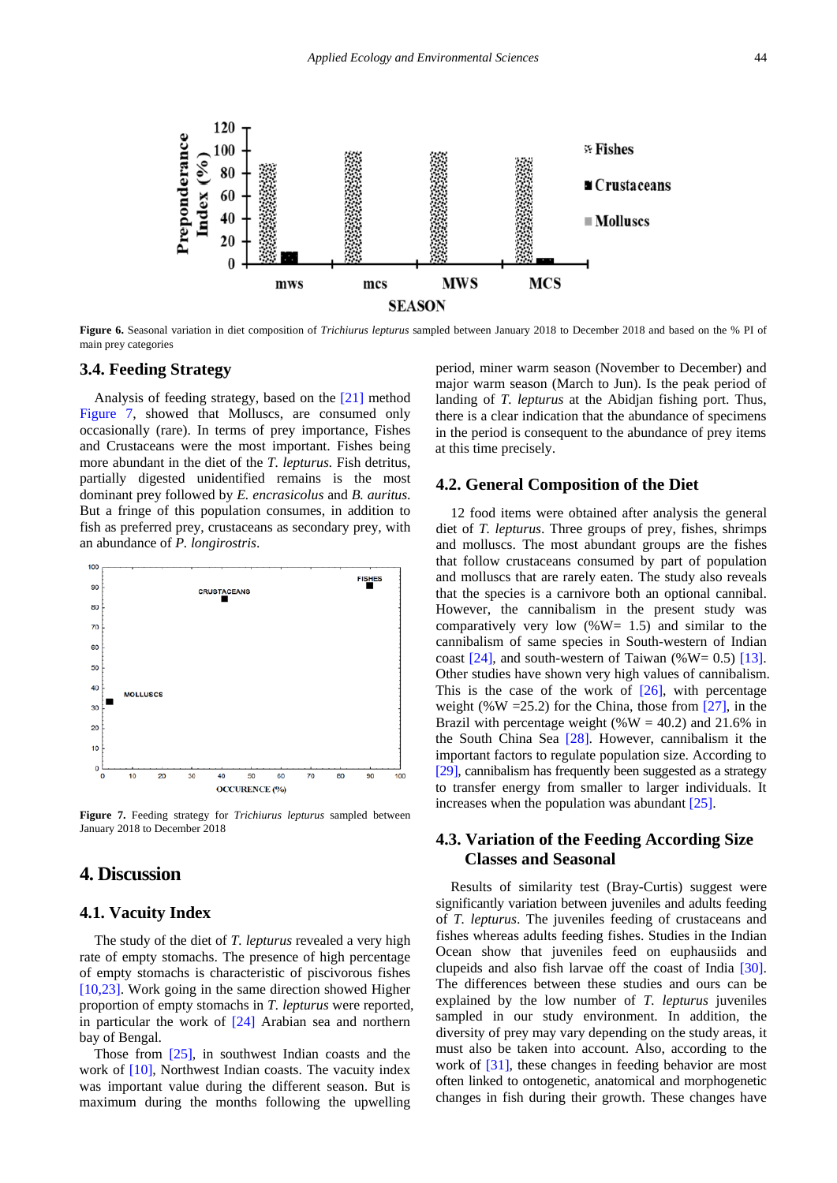Preponderance Index (%)

120
100
80
60
40
20
0

mws
mcs
MWS
MCS

SEASON

Fishes
Crustaceans
Molluscs

**Figure 6.** Seasonal variation in diet composition of *Trichiurus lepturus* sampled between January 2018 to December 2018 and based on the % PI of main prey categories

### 3.4. Feeding Strategy

Analysis of feeding strategy, based on the [21] method Figure 7, showed that Molluscs, are consumed only occasionally (rare). In terms of prey importance, Fishes and Crustaceans were the most important. Fishes being more abundant in the diet of the *T. lepturus.* Fish detritus, partially digested unidentified remains is the most dominant prey followed by *E. encrasicolus* and *B. auritus*. But a fringe of this population consumes, in addition to fish as preferred prey, crustaceans as secondary prey, with an abundance of *P. longirostris*.

100
90
80
70
60
50
40
30
20
10
0

0
10
20
30
40
50
60
70
80
90
100

OCCURENCE (%)

FISHES
CRUSTACEANS
MOLLUSCS

**Figure 7.** Feeding strategy for *Trichiurus lepturus* sampled between January 2018 to December 2018

## 4. Discussion

### 4.1. Vacuity Index

The study of the diet of *T. lepturus* revealed a very high rate of empty stomachs. The presence of high percentage of empty stomachs is characteristic of piscivorous fishes [10,23]. Work going in the same direction showed Higher proportion of empty stomachs in *T. lepturus* were reported, in particular the work of [24] Arabian sea and northern bay of Bengal.

Those from [25], in southwest Indian coasts and the work of [10], Northwest Indian coasts. The vacuity index was important value during the different season. But is maximum during the months following the upwelling period, miner warm season (November to December) and major warm season (March to Jun). Is the peak period of landing of *T. lepturus* at the Abidjan fishing port. Thus, there is a clear indication that the abundance of specimens in the period is consequent to the abundance of prey items at this time precisely.

### 4.2. General Composition of the Diet

12 food items were obtained after analysis the general diet of *T. lepturus*. Three groups of prey, fishes, shrimps and molluscs. The most abundant groups are the fishes that follow crustaceans consumed by part of population and molluscs that are rarely eaten. The study also reveals that the species is a carnivore both an optional cannibal. However, the cannibalism in the present study was comparatively very low (%W= 1.5) and similar to the cannibalism of same species in South-western of Indian coast [24], and south-western of Taiwan (%W= 0.5) [13]. Other studies have shown very high values of cannibalism. This is the case of the work of [26], with percentage weight (%W =25.2) for the China, those from [27], in the Brazil with percentage weight (%W = 40.2) and 21.6% in the South China Sea [28]. However, cannibalism it the important factors to regulate population size. According to [29], cannibalism has frequently been suggested as a strategy to transfer energy from smaller to larger individuals. It increases when the population was abundant [25].

### 4.3. Variation of the Feeding According Size Classes and Seasonal

Results of similarity test (Bray-Curtis) suggest were significantly variation between juveniles and adults feeding of *T. lepturus*. The juveniles feeding of crustaceans and fishes whereas adults feeding fishes. Studies in the Indian Ocean show that juveniles feed on euphausiids and clupeids and also fish larvae off the coast of India [30]. The differences between these studies and ours can be explained by the low number of *T. lepturus* juveniles sampled in our study environment. In addition, the diversity of prey may vary depending on the study areas, it must also be taken into account. Also, according to the work of [31], these changes in feeding behavior are most often linked to ontogenetic, anatomical and morphogenetic changes in fish during their growth. These changes have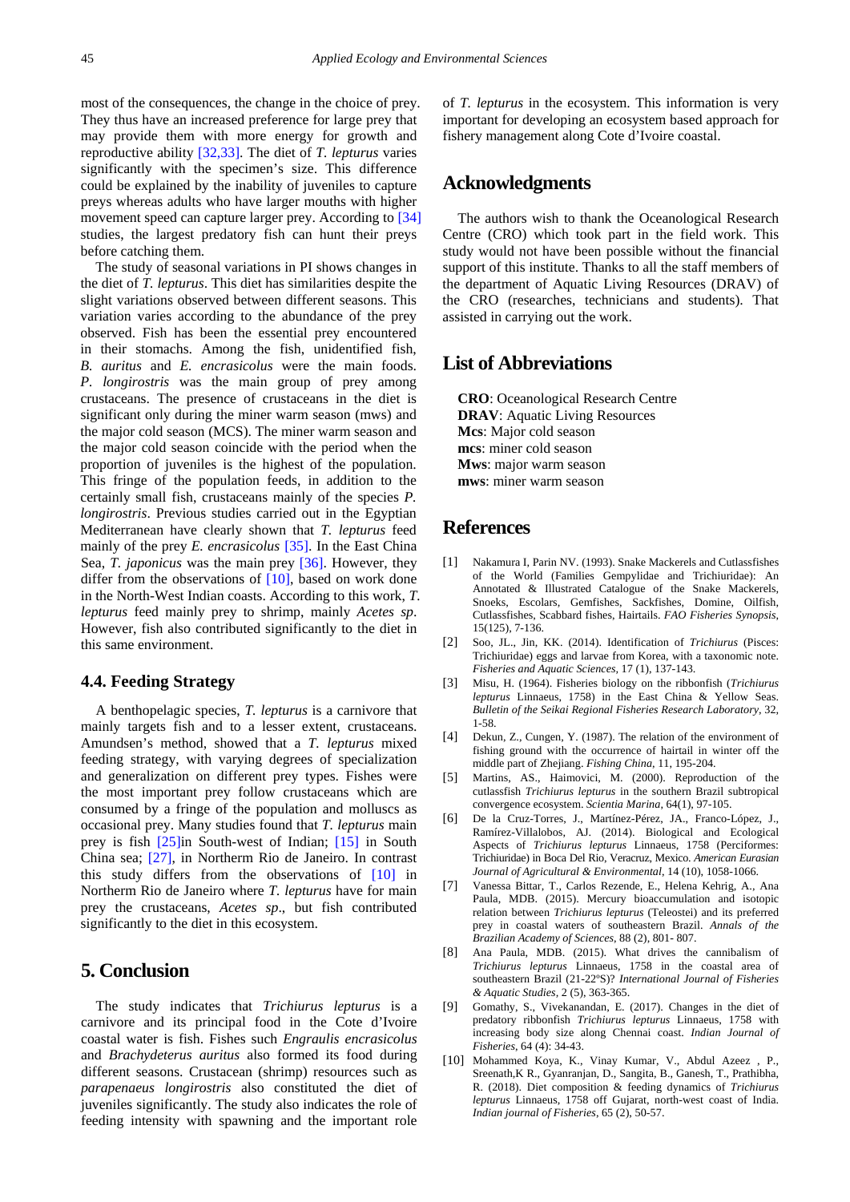most of the consequences, the change in the choice of prey. They thus have an increased preference for large prey that may provide them with more energy for growth and reproductive ability [32,33]. The diet of *T. lepturus* varies significantly with the specimen's size. This difference could be explained by the inability of juveniles to capture preys whereas adults who have larger mouths with higher movement speed can capture larger prey. According to [34] studies, the largest predatory fish can hunt their preys before catching them.

The study of seasonal variations in PI shows changes in the diet of *T. lepturus*. This diet has similarities despite the slight variations observed between different seasons. This variation varies according to the abundance of the prey observed. Fish has been the essential prey encountered in their stomachs. Among the fish, unidentified fish, *B. auritus* and *E. encrasicolus* were the main foods. *P. longirostris* was the main group of prey among crustaceans. The presence of crustaceans in the diet is significant only during the miner warm season (mws) and the major cold season (MCS). The miner warm season and the major cold season coincide with the period when the proportion of juveniles is the highest of the population. This fringe of the population feeds, in addition to the certainly small fish, crustaceans mainly of the species *P. longirostris*. Previous studies carried out in the Egyptian Mediterranean have clearly shown that *T. lepturus* feed mainly of the prey *E. encrasicolus* [35]. In the East China Sea, *T. japonicus* was the main prey [36]. However, they differ from the observations of [10], based on work done in the North-West Indian coasts. According to this work, *T. lepturus* feed mainly prey to shrimp, mainly *Acetes sp*. However, fish also contributed significantly to the diet in this same environment.

### 4.4. Feeding Strategy

A benthopelagic species, *T. lepturus* is a carnivore that mainly targets fish and to a lesser extent, crustaceans. Amundsen's method, showed that a *T. lepturus* mixed feeding strategy, with varying degrees of specialization and generalization on different prey types. Fishes were the most important prey follow crustaceans which are consumed by a fringe of the population and molluscs as occasional prey. Many studies found that *T. lepturus* main prey is fish [25]in South-west of Indian; [15] in South China sea; [27], in Northerm Rio de Janeiro. In contrast this study differs from the observations of [10] in Northerm Rio de Janeiro where *T. lepturus* have for main prey the crustaceans, *Acetes sp*., but fish contributed significantly to the diet in this ecosystem.

## 5. Conclusion

The study indicates that *Trichiurus lepturus* is a carnivore and its principal food in the Cote d'Ivoire coastal water is fish. Fishes such *Engraulis encrasicolus* and *Brachydeterus auritus* also formed its food during different seasons. Crustacean (shrimp) resources such as *parapenaeus longirostris* also constituted the diet of juveniles significantly. The study also indicates the role of feeding intensity with spawning and the important role of *T. lepturus* in the ecosystem. This information is very important for developing an ecosystem based approach for fishery management along Cote d'Ivoire coastal.

## Acknowledgments

The authors wish to thank the Oceanological Research Centre (CRO) which took part in the field work. This study would not have been possible without the financial support of this institute. Thanks to all the staff members of the department of Aquatic Living Resources (DRAV) of the CRO (researches, technicians and students). That assisted in carrying out the work.

## List of Abbreviations

**CRO**: Oceanological Research Centre
**DRAV**: Aquatic Living Resources
**Mcs**: Major cold season
**mcs**: miner cold season
**Mws**: major warm season
**mws**: miner warm season

## References

[1] Nakamura I, Parin NV. (1993). Snake Mackerels and Cutlassfishes of the World (Families Gempylidae and Trichiuridae): An Annotated & Illustrated Catalogue of the Snake Mackerels, Snoeks, Escolars, Gemfishes, Sackfishes, Domine, Oilfish, Cutlassfishes, Scabbard fishes, Hairtails. *FAO Fisheries Synopsis*, 15(125), 7-136.

[2] Soo, JL., Jin, KK. (2014). Identification of *Trichiurus* (Pisces: Trichiuridae) eggs and larvae from Korea, with a taxonomic note. *Fisheries and Aquatic Sciences*, 17 (1), 137-143.

[3] Misu, H. (1964). Fisheries biology on the ribbonfish (*Trichiurus lepturus* Linnaeus, 1758) in the East China & Yellow Sea. *Bulletin of the Seikai Regional Fisheries Research Laboratory*, 32, 1-58.

[4] Dekun, Z., Cungen, Y. (1987). The relation of the environment of fishing ground with the occurrence of hairtail in winter off the middle part of Zhejiang. *Fishing China*, 11, 195-204.

[5] Martins, AS., Haimovici, M. (2000). Reproduction of the cutlassfish *Trichiurus lepturus* in the southern Brazil subtropical convergence ecosystem. *Scientia Marina*, 64(1), 97-105.

[6] De la Cruz-Torres, J., Martínez-Pérez, JA., Franco-López, J., Ramírez-Villalobos, AJ. (2014). Biological and Ecological Aspects of *Trichiurus lepturus* Linnaeus, 1758 (Perciformes: Trichiuridae) in Boca Del Rio, Veracruz, Mexico. *American Eurasian Journal of Agricultural & Environmental*, 14 (10), 1058-1066.

[7] Vanessa Bittar, T., Carlos Rezende, E., Helena Kehrig, A., Ana Paula, MDB. (2015). Mercury bioaccumulation and isotopic relation between *Trichiurus lepturus* (Teleostei) and its preferred prey in coastal waters of southeastern Brazil. *Annals of the Brazilian Academy of Sciences*, 88 (2), 801- 807.

[8] Ana Paula, MDB. (2015). What drives the cannibalism of *Trichiurus lepturus* Linnaeus, 1758 in the coastal area of southeastern Brazil (21-22ºS)? *International Journal of Fisheries & Aquatic Studies*, 2 (5), 363-365.

[9] Gomathy, S., Vivekanandan, E. (2017). Changes in the diet of predatory ribbonfish *Trichiurus lepturus* Linnaeus, 1758 with increasing body size along Chennai coast. *Indian Journal of Fisheries*, 64 (4): 34-43.

[10] Mohammed Koya, K., Vinay Kumar, V., Abdul Azeez , P., Sreenath,K R., Gyanranjan, D., Sangita, B., Ganesh, T., Prathibha, R. (2018). Diet composition & feeding dynamics of *Trichiurus lepturus* Linnaeus, 1758 off Gujarat, north-west coast of India. *Indian journal of Fisheries*, 65 (2), 50-57.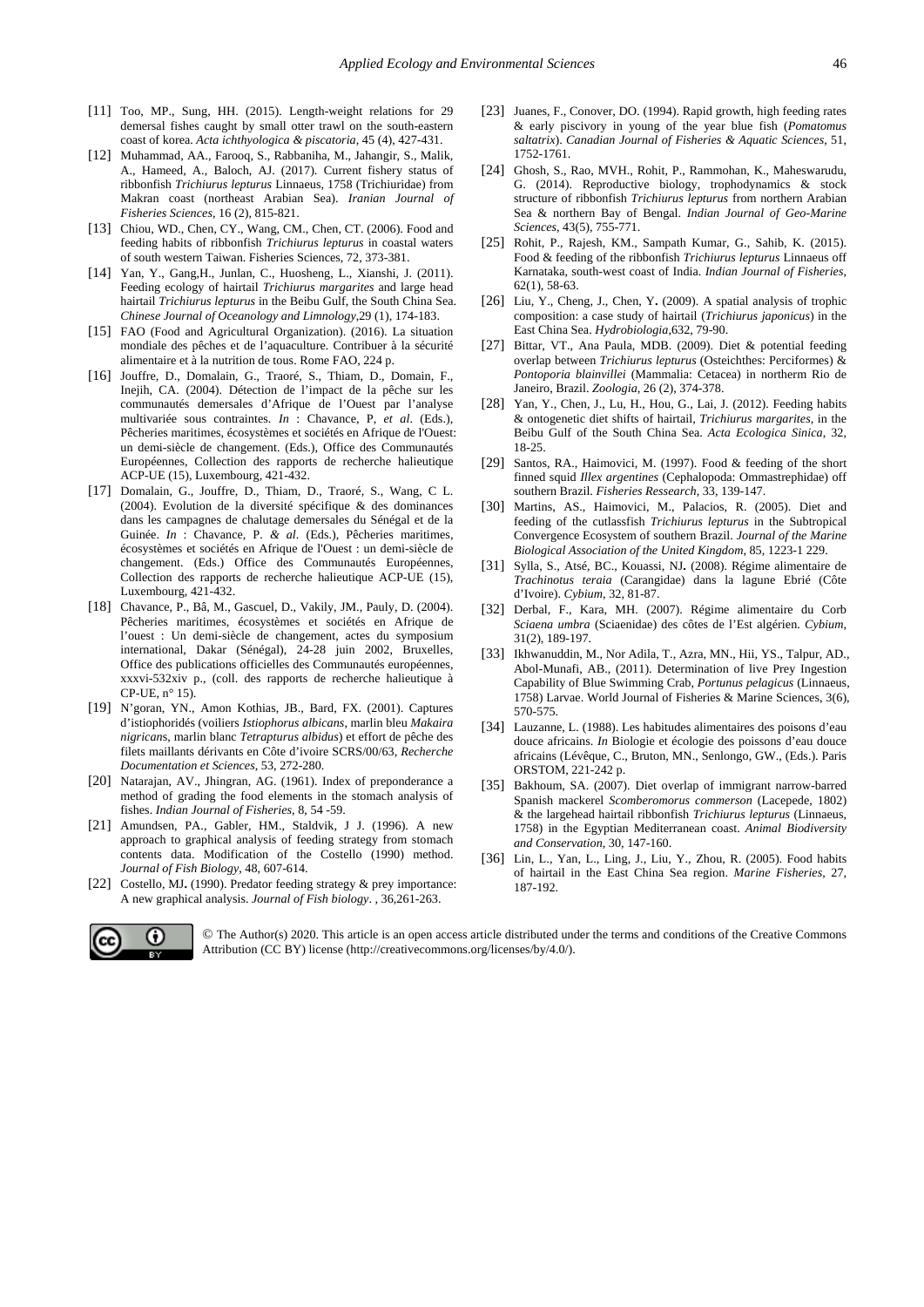[11] Too, MP., Sung, HH. (2015). Length-weight relations for 29 demersal fishes caught by small otter trawl on the south-eastern coast of korea. *Acta ichthyologica & piscatoria*, 45 (4), 427-431.

[12] Muhammad, AA., Farooq, S., Rabbaniha, M., Jahangir, S., Malik, A., Hameed, A., Baloch, AJ. (2017). Current fishery status of ribbonfish *Trichiurus lepturus* Linnaeus, 1758 (Trichiuridae) from Makran coast (northeast Arabian Sea). *Iranian Journal of Fisheries Sciences*, 16 (2), 815-821.

[13] Chiou, WD., Chen, CY., Wang, CM., Chen, CT. (2006). Food and feeding habits of ribbonfish *Trichiurus lepturus* in coastal waters of south western Taiwan. Fisheries Sciences, 72, 373-381.

[14] Yan, Y., Gang,H., Junlan, C., Huosheng, L., Xianshi, J. (2011). Feeding ecology of hairtail *Trichiurus margarites* and large head hairtail *Trichiurus lepturus* in the Beibu Gulf, the South China Sea. *Chinese Journal of Oceanology and Limnology*,29 (1), 174-183.

[15] FAO (Food and Agricultural Organization). (2016). La situation mondiale des pêches et de l'aquaculture. Contribuer à la sécurité alimentaire et à la nutrition de tous. Rome FAO, 224 p.

[16] Jouffre, D., Domalain, G., Traoré, S., Thiam, D., Domain, F., Inejih, CA. (2004). Détection de l'impact de la pêche sur les communautés demersales d'Afrique de l'Ouest par l'analyse multivariée sous contraintes. *In* : Chavance, P, *et al*. (Eds.), Pêcheries maritimes, écosystèmes et sociétés en Afrique de l'Ouest: un demi-siècle de changement. (Eds.), Office des Communautés Européennes, Collection des rapports de recherche halieutique ACP-UE (15), Luxembourg, 421-432.

[17] Domalain, G., Jouffre, D., Thiam, D., Traoré, S., Wang, C L. (2004). Evolution de la diversité spécifique & des dominances dans les campagnes de chalutage demersales du Sénégal et de la Guinée. *In* : Chavance, P. *& al*. (Eds.), Pêcheries maritimes, écosystèmes et sociétés en Afrique de l'Ouest : un demi-siècle de changement. (Eds.) Office des Communautés Européennes, Collection des rapports de recherche halieutique ACP-UE (15), Luxembourg, 421-432.

[18] Chavance, P., Bâ, M., Gascuel, D., Vakily, JM., Pauly, D. (2004). Pêcheries maritimes, écosystèmes et sociétés en Afrique de l'ouest : Un demi-siècle de changement, actes du symposium international, Dakar (Sénégal), 24-28 juin 2002, Bruxelles, Office des publications officielles des Communautés européennes, xxxvi-532xiv p., (coll. des rapports de recherche halieutique à CP-UE, n° 15).

[19] N'goran, YN., Amon Kothias, JB., Bard, FX. (2001). Captures d'istiophoridés (voiliers *Istiophorus albicans*, marlin bleu *Makaira nigricans*, marlin blanc *Tetrapturus albidus*) et effort de pêche des filets maillants dérivants en Côte d'ivoire SCRS/00/63, *Recherche Documentation et Sciences*, 53, 272-280.

[20] Natarajan, AV., Jhingran, AG. (1961). Index of preponderance a method of grading the food elements in the stomach analysis of fishes. *Indian Journal of Fisheries*, 8, 54 -59.

[21] Amundsen, PA., Gabler, HM., Staldvik, J J. (1996). A new approach to graphical analysis of feeding strategy from stomach contents data. Modification of the Costello (1990) method. *Journal of Fish Biology*, 48, 607-614.

[22] Costello, MJ**.** (1990). Predator feeding strategy & prey importance: A new graphical analysis. *Journal of Fish biology*. , 36,261-263.

[23] Juanes, F., Conover, DO. (1994). Rapid growth, high feeding rates & early piscivory in young of the year blue fish (*Pomatomus saltatrix*). *Canadian Journal of Fisheries & Aquatic Sciences*, 51, 1752-1761.

[24] Ghosh, S., Rao, MVH., Rohit, P., Rammohan, K., Maheswarudu, G. (2014). Reproductive biology, trophodynamics & stock structure of ribbonfish *Trichiurus lepturus* from northern Arabian Sea & northern Bay of Bengal. *Indian Journal of Geo-Marine Sciences*, 43(5), 755-771.

[25] Rohit, P., Rajesh, KM., Sampath Kumar, G., Sahib, K. (2015). Food & feeding of the ribbonfish *Trichiurus lepturus* Linnaeus off Karnataka, south-west coast of India. *Indian Journal of Fisheries*, 62(1), 58-63.

[26] Liu, Y., Cheng, J., Chen, Y**.** (2009). A spatial analysis of trophic composition: a case study of hairtail (*Trichiurus japonicus*) in the East China Sea. *Hydrobiologia*,632, 79-90.

[27] Bittar, VT., Ana Paula, MDB. (2009). Diet & potential feeding overlap between *Trichiurus lepturus* (Osteichthes: Perciformes) & *Pontoporia blainvillei* (Mammalia: Cetacea) in northerm Rio de Janeiro, Brazil. *Zoologia*, 26 (2), 374-378.

[28] Yan, Y., Chen, J., Lu, H., Hou, G., Lai, J. (2012). Feeding habits & ontogenetic diet shifts of hairtail, *Trichiurus margarites,* in the Beibu Gulf of the South China Sea. *Acta Ecologica Sinica*, 32, 18-25.

[29] Santos, RA., Haimovici, M. (1997). Food & feeding of the short finned squid *Illex argentines* (Cephalopoda: Ommastrephidae) off southern Brazil. *Fisheries Ressearch*, 33, 139-147.

[30] Martins, AS., Haimovici, M., Palacios, R. (2005). Diet and feeding of the cutlassfish *Trichiurus lepturus* in the Subtropical Convergence Ecosystem of southern Brazil. *Journal of the Marine Biological Association of the United Kingdom*, 85, 1223-1 229.

[31] Sylla, S., Atsé, BC., Kouassi, NJ**.** (2008). Régime alimentaire de *Trachinotus teraia* (Carangidae) dans la lagune Ebrié (Côte d'Ivoire). *Cybium*, 32, 81-87.

[32] Derbal, F., Kara, MH. (2007). Régime alimentaire du Corb *Sciaena umbra* (Sciaenidae) des côtes de l'Est algérien. *Cybium*, 31(2), 189-197.

[33] Ikhwanuddin, M., Nor Adila, T., Azra, MN., Hii, YS., Talpur, AD., Abol-Munafi, AB., (2011). Determination of live Prey Ingestion Capability of Blue Swimming Crab, *Portunus pelagicus* (Linnaeus, 1758) Larvae. World Journal of Fisheries & Marine Sciences, 3(6), 570-575.

[34] Lauzanne, L. (1988). Les habitudes alimentaires des poisons d'eau douce africains. *In* Biologie et écologie des poissons d'eau douce africains (Lévêque, C., Bruton, MN., Senlongo, GW., (Eds.). Paris ORSTOM, 221-242 p.

[35] Bakhoum, SA. (2007). Diet overlap of immigrant narrow-barred Spanish mackerel *Scomberomorus commerson* (Lacepede, 1802) & the largehead hairtail ribbonfish *Trichiurus lepturus* (Linnaeus, 1758) in the Egyptian Mediterranean coast. *Animal Biodiversity and Conservation*, 30, 147-160.

[36] Lin, L., Yan, L., Ling, J., Liu, Y., Zhou, R. (2005). Food habits of hairtail in the East China Sea region. *Marine Fisheries*, 27, 187-192.

© The Author(s) 2020. This article is an open access article distributed under the terms and conditions of the Creative Commons Attribution (CC BY) license (http://creativecommons.org/licenses/by/4.0/).